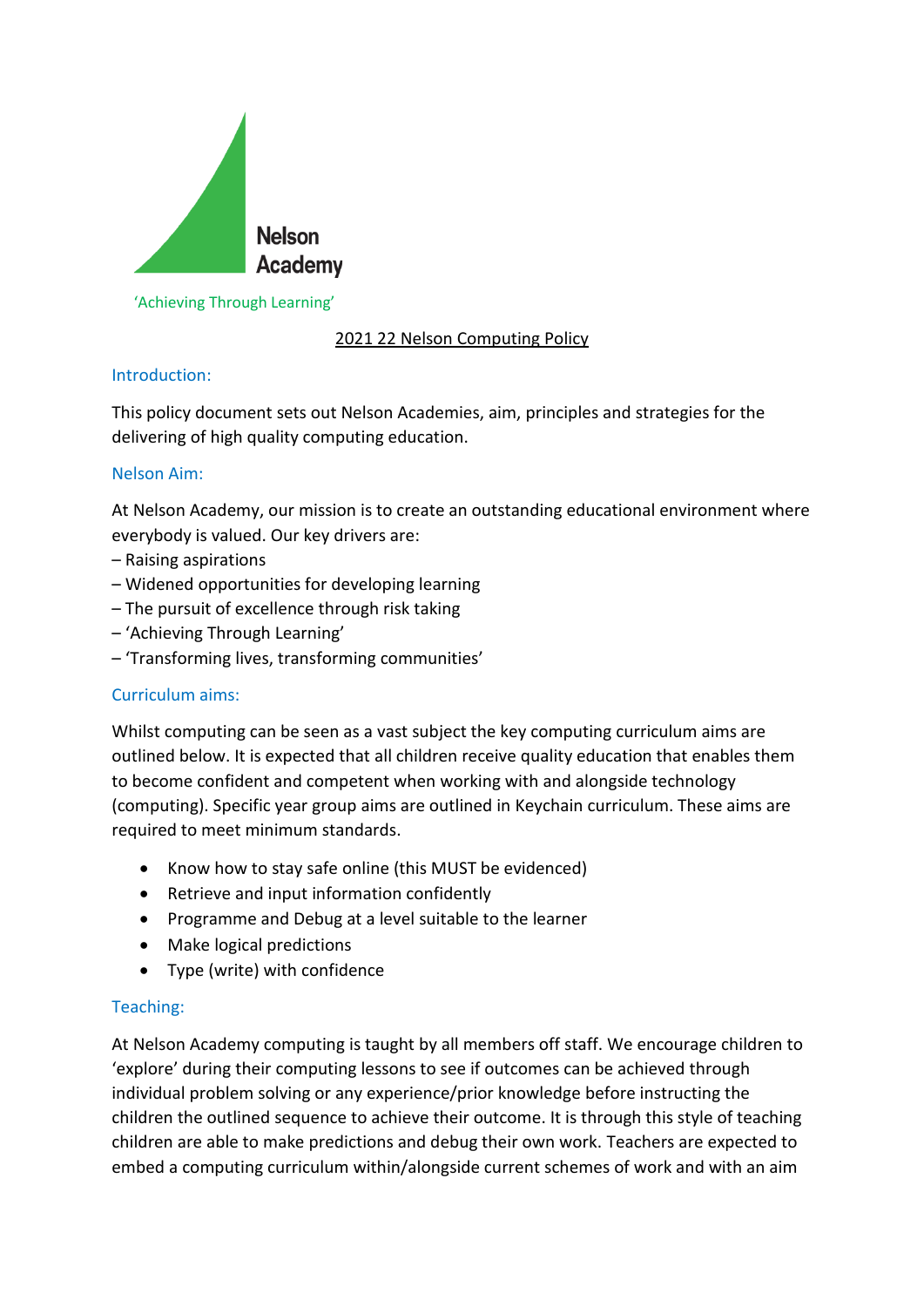Nelson Academy

'Achieving Through Learning'

# 2021 22 Nelson Computing Policy

## Introduction:

This policy document sets out Nelson Academies, aim, principles and strategies for the delivering of high quality computing education.

## Nelson Aim:

At Nelson Academy, our mission is to create an outstanding educational environment where everybody is valued. Our key drivers are:
– Raising aspirations
– Widened opportunities for developing learning
– The pursuit of excellence through risk taking
– 'Achieving Through Learning'
– 'Transforming lives, transforming communities'

## Curriculum aims:

Whilst computing can be seen as a vast subject the key computing curriculum aims are outlined below. It is expected that all children receive quality education that enables them to become confident and competent when working with and alongside technology (computing). Specific year group aims are outlined in Keychain curriculum. These aims are required to meet minimum standards.

- Know how to stay safe online (this MUST be evidenced)
- Retrieve and input information confidently
- Programme and Debug at a level suitable to the learner
- Make logical predictions
- Type (write) with confidence

## Teaching:

At Nelson Academy computing is taught by all members off staff. We encourage children to 'explore' during their computing lessons to see if outcomes can be achieved through individual problem solving or any experience/prior knowledge before instructing the children the outlined sequence to achieve their outcome. It is through this style of teaching children are able to make predictions and debug their own work. Teachers are expected to embed a computing curriculum within/alongside current schemes of work and with an aim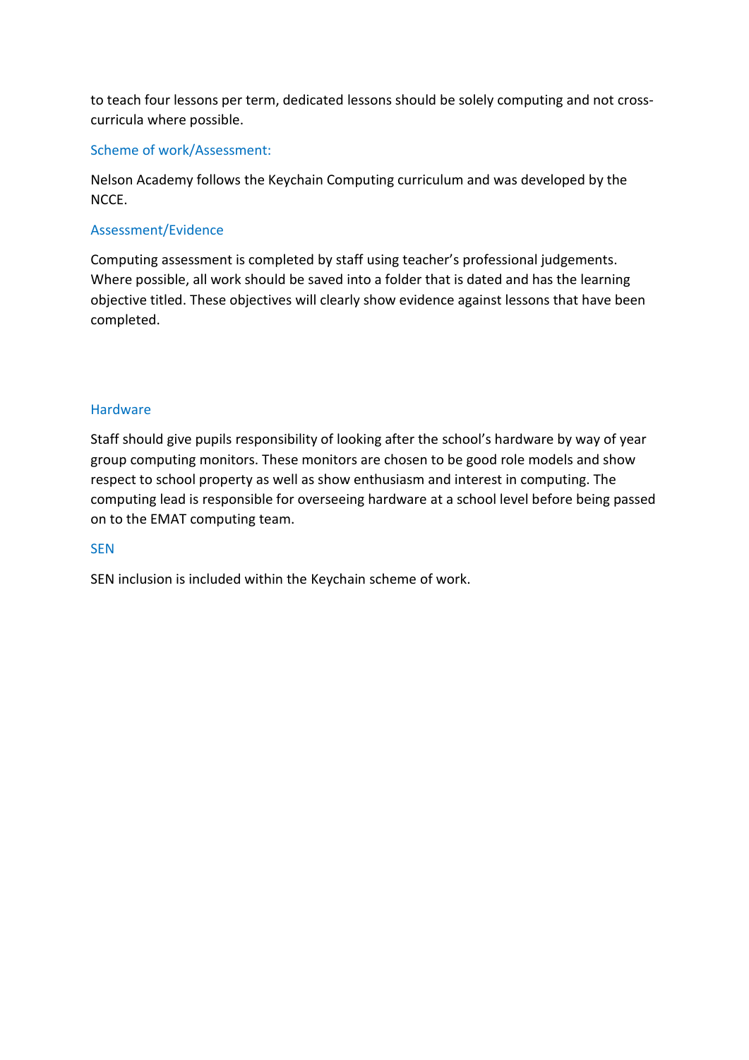to teach four lessons per term, dedicated lessons should be solely computing and not cross-curricula where possible.

## Scheme of work/Assessment:

Nelson Academy follows the Keychain Computing curriculum and was developed by the NCCE.

## Assessment/Evidence

Computing assessment is completed by staff using teacher's professional judgements. Where possible, all work should be saved into a folder that is dated and has the learning objective titled. These objectives will clearly show evidence against lessons that have been completed.

## Hardware

Staff should give pupils responsibility of looking after the school's hardware by way of year group computing monitors. These monitors are chosen to be good role models and show respect to school property as well as show enthusiasm and interest in computing. The computing lead is responsible for overseeing hardware at a school level before being passed on to the EMAT computing team.

## SEN

SEN inclusion is included within the Keychain scheme of work.